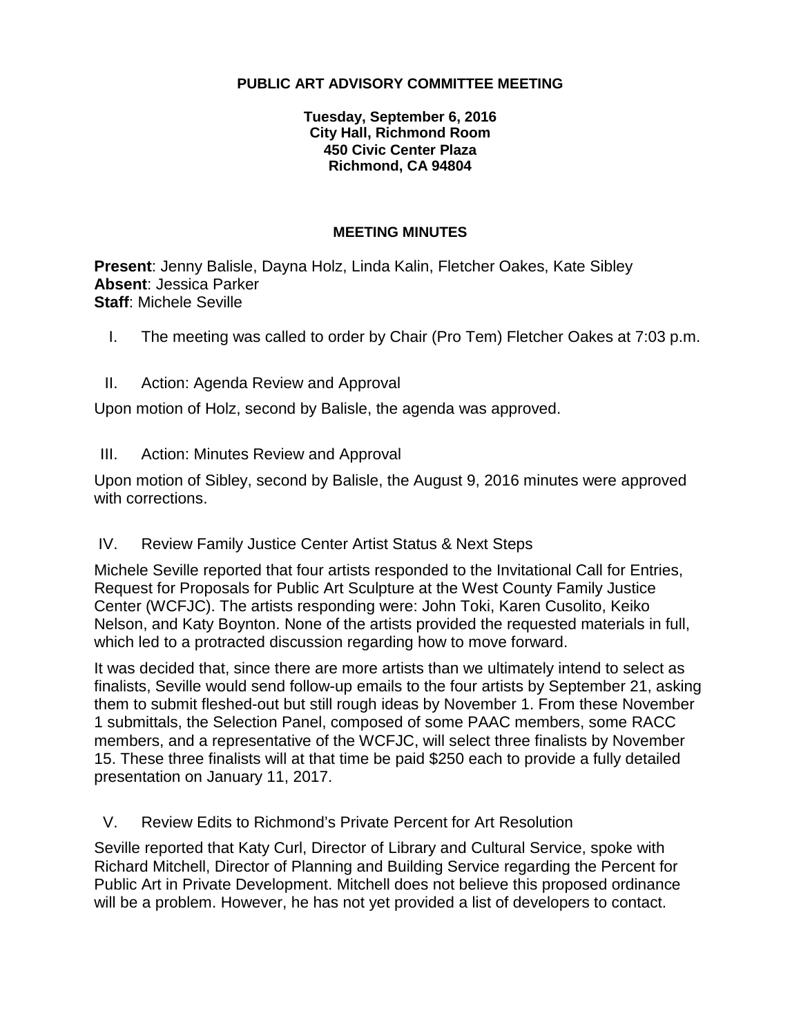**PUBLIC ART ADVISORY COMMITTEE MEETING**

**Tuesday, September 6, 2016**
**City Hall, Richmond Room**
**450 Civic Center Plaza**
**Richmond, CA 94804**

**MEETING MINUTES**

**Present**: Jenny Balisle, Dayna Holz, Linda Kalin, Fletcher Oakes, Kate Sibley
**Absent**: Jessica Parker
**Staff**: Michele Seville

I. The meeting was called to order by Chair (Pro Tem) Fletcher Oakes at 7:03 p.m.

II. Action: Agenda Review and Approval

Upon motion of Holz, second by Balisle, the agenda was approved.

III. Action: Minutes Review and Approval

Upon motion of Sibley, second by Balisle, the August 9, 2016 minutes were approved with corrections.

IV. Review Family Justice Center Artist Status & Next Steps

Michele Seville reported that four artists responded to the Invitational Call for Entries, Request for Proposals for Public Art Sculpture at the West County Family Justice Center (WCFJC). The artists responding were: John Toki, Karen Cusolito, Keiko Nelson, and Katy Boynton. None of the artists provided the requested materials in full, which led to a protracted discussion regarding how to move forward.

It was decided that, since there are more artists than we ultimately intend to select as finalists, Seville would send follow-up emails to the four artists by September 21, asking them to submit fleshed-out but still rough ideas by November 1. From these November 1 submittals, the Selection Panel, composed of some PAAC members, some RACC members, and a representative of the WCFJC, will select three finalists by November 15. These three finalists will at that time be paid $250 each to provide a fully detailed presentation on January 11, 2017.

V. Review Edits to Richmond's Private Percent for Art Resolution

Seville reported that Katy Curl, Director of Library and Cultural Service, spoke with Richard Mitchell, Director of Planning and Building Service regarding the Percent for Public Art in Private Development. Mitchell does not believe this proposed ordinance will be a problem. However, he has not yet provided a list of developers to contact.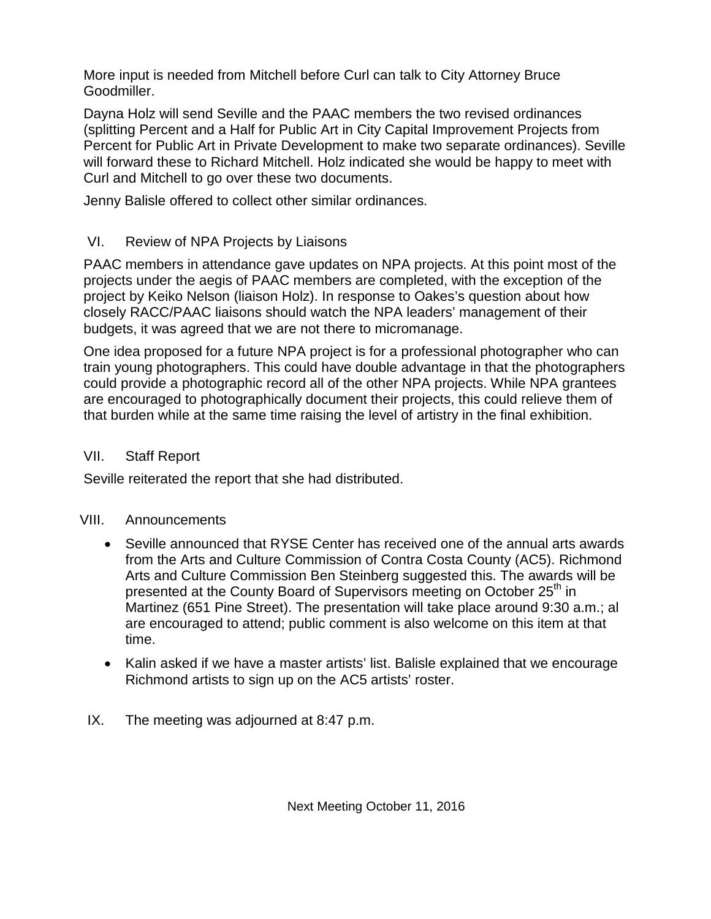More input is needed from Mitchell before Curl can talk to City Attorney Bruce Goodmiller.

Dayna Holz will send Seville and the PAAC members the two revised ordinances (splitting Percent and a Half for Public Art in City Capital Improvement Projects from Percent for Public Art in Private Development to make two separate ordinances). Seville will forward these to Richard Mitchell. Holz indicated she would be happy to meet with Curl and Mitchell to go over these two documents.

Jenny Balisle offered to collect other similar ordinances.

## VI. Review of NPA Projects by Liaisons

PAAC members in attendance gave updates on NPA projects. At this point most of the projects under the aegis of PAAC members are completed, with the exception of the project by Keiko Nelson (liaison Holz). In response to Oakes's question about how closely RACC/PAAC liaisons should watch the NPA leaders' management of their budgets, it was agreed that we are not there to micromanage.

One idea proposed for a future NPA project is for a professional photographer who can train young photographers. This could have double advantage in that the photographers could provide a photographic record all of the other NPA projects. While NPA grantees are encouraged to photographically document their projects, this could relieve them of that burden while at the same time raising the level of artistry in the final exhibition.

## VII. Staff Report

Seville reiterated the report that she had distributed.

## VIII. Announcements

- Seville announced that RYSE Center has received one of the annual arts awards from the Arts and Culture Commission of Contra Costa County (AC5). Richmond Arts and Culture Commission Ben Steinberg suggested this. The awards will be presented at the County Board of Supervisors meeting on October 25th in Martinez (651 Pine Street). The presentation will take place around 9:30 a.m.; al are encouraged to attend; public comment is also welcome on this item at that time.
- Kalin asked if we have a master artists' list. Balisle explained that we encourage Richmond artists to sign up on the AC5 artists' roster.

## IX. The meeting was adjourned at 8:47 p.m.

Next Meeting October 11, 2016